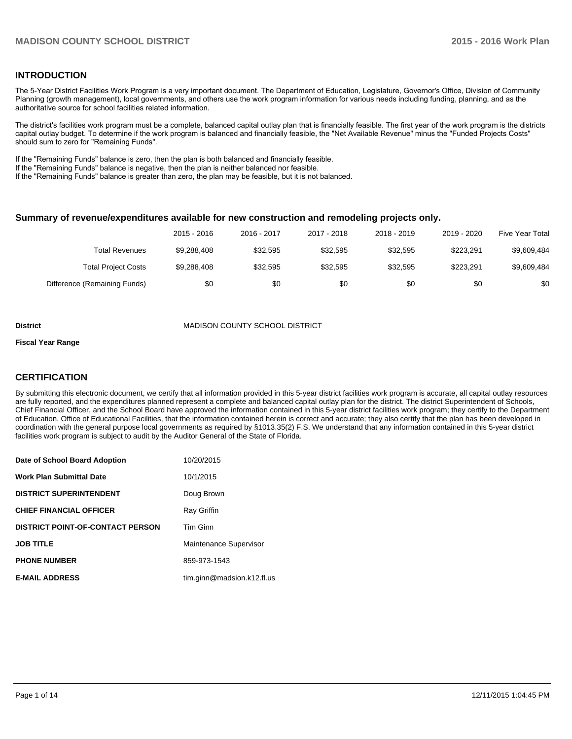## INTRODUCTION

The 5-Year District Facilities Work Program is a very important document. The Department of Education, Legislature, Governor's Office, Division of Community Planning (growth management), local governments, and others use the work program information for various needs including funding, planning, and as the authoritative source for school facilities related information.

The district's facilities work program must be a complete, balanced capital outlay plan that is financially feasible. The first year of the work program is the districts capital outlay budget. To determine if the work program is balanced and financially feasible, the "Net Available Revenue" minus the "Funded Projects Costs" should sum to zero for "Remaining Funds".

If the "Remaining Funds" balance is zero, then the plan is both balanced and financially feasible.
If the "Remaining Funds" balance is negative, then the plan is neither balanced nor feasible.
If the "Remaining Funds" balance is greater than zero, the plan may be feasible, but it is not balanced.

### Summary of revenue/expenditures available for new construction and remodeling projects only.

| | 2015 - 2016 | 2016 - 2017 | 2017 - 2018 | 2018 - 2019 | 2019 - 2020 | Five Year Total |
|---|---|---|---|---|---|---|
| Total Revenues | $9,288,408 | $32,595 | $32,595 | $32,595 | $223,291 | $9,609,484 |
| Total Project Costs | $9,288,408 | $32,595 | $32,595 | $32,595 | $223,291 | $9,609,484 |
| Difference (Remaining Funds) | $0 | $0 | $0 | $0 | $0 | $0 |

| | |
|---|---|
| **District** | MADISON COUNTY SCHOOL DISTRICT |
| **Fiscal Year Range** | |

## CERTIFICATION

By submitting this electronic document, we certify that all information provided in this 5-year district facilities work program is accurate, all capital outlay resources are fully reported, and the expenditures planned represent a complete and balanced capital outlay plan for the district. The district Superintendent of Schools, Chief Financial Officer, and the School Board have approved the information contained in this 5-year district facilities work program; they certify to the Department of Education, Office of Educational Facilities, that the information contained herein is correct and accurate; they also certify that the plan has been developed in coordination with the general purpose local governments as required by §1013.35(2) F.S. We understand that any information contained in this 5-year district facilities work program is subject to audit by the Auditor General of the State of Florida.

| | |
|---|---|
| **Date of School Board Adoption** | 10/20/2015 |
| **Work Plan Submittal Date** | 10/1/2015 |
| **DISTRICT SUPERINTENDENT** | Doug Brown |
| **CHIEF FINANCIAL OFFICER** | Ray Griffin |
| **DISTRICT POINT-OF-CONTACT PERSON** | Tim Ginn |
| **JOB TITLE** | Maintenance Supervisor |
| **PHONE NUMBER** | 859-973-1543 |
| **E-MAIL ADDRESS** | tim.ginn@madsion.k12.fl.us |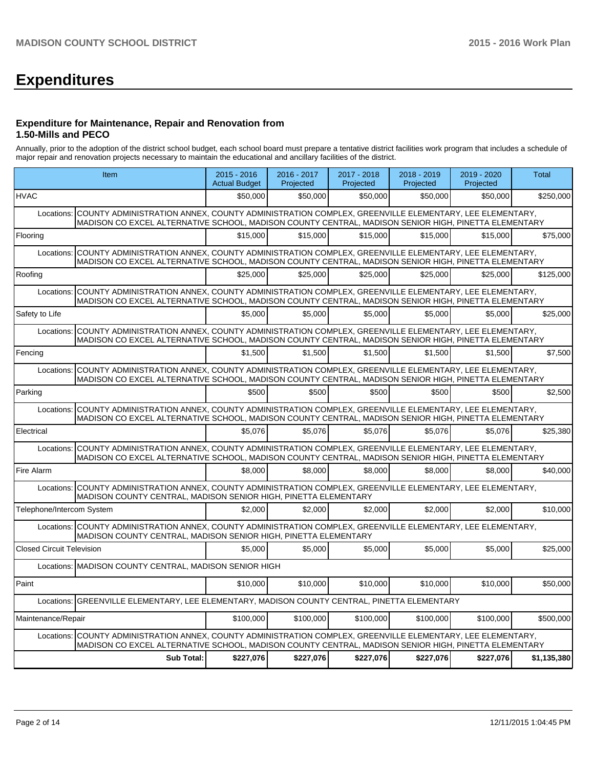# Expenditures

### Expenditure for Maintenance, Repair and Renovation from 1.50-Mills and PECO

Annually, prior to the adoption of the district school budget, each school board must prepare a tentative district facilities work program that includes a schedule of major repair and renovation projects necessary to maintain the educational and ancillary facilities of the district.

| Item | 2015 - 2016 Actual Budget | 2016 - 2017 Projected | 2017 - 2018 Projected | 2018 - 2019 Projected | 2019 - 2020 Projected | Total |
|---|---|---|---|---|---|---|
| HVAC | $50,000 | $50,000 | $50,000 | $50,000 | $50,000 | $250,000 |
| Locations: COUNTY ADMINISTRATION ANNEX, COUNTY ADMINISTRATION COMPLEX, GREENVILLE ELEMENTARY, LEE ELEMENTARY, MADISON CO EXCEL ALTERNATIVE SCHOOL, MADISON COUNTY CENTRAL, MADISON SENIOR HIGH, PINETTA ELEMENTARY | | | | | | |
| Flooring | $15,000 | $15,000 | $15,000 | $15,000 | $15,000 | $75,000 |
| Locations: COUNTY ADMINISTRATION ANNEX, COUNTY ADMINISTRATION COMPLEX, GREENVILLE ELEMENTARY, LEE ELEMENTARY, MADISON CO EXCEL ALTERNATIVE SCHOOL, MADISON COUNTY CENTRAL, MADISON SENIOR HIGH, PINETTA ELEMENTARY | | | | | | |
| Roofing | $25,000 | $25,000 | $25,000 | $25,000 | $25,000 | $125,000 |
| Locations: COUNTY ADMINISTRATION ANNEX, COUNTY ADMINISTRATION COMPLEX, GREENVILLE ELEMENTARY, LEE ELEMENTARY, MADISON CO EXCEL ALTERNATIVE SCHOOL, MADISON COUNTY CENTRAL, MADISON SENIOR HIGH, PINETTA ELEMENTARY | | | | | | |
| Safety to Life | $5,000 | $5,000 | $5,000 | $5,000 | $5,000 | $25,000 |
| Locations: COUNTY ADMINISTRATION ANNEX, COUNTY ADMINISTRATION COMPLEX, GREENVILLE ELEMENTARY, LEE ELEMENTARY, MADISON CO EXCEL ALTERNATIVE SCHOOL, MADISON COUNTY CENTRAL, MADISON SENIOR HIGH, PINETTA ELEMENTARY | | | | | | |
| Fencing | $1,500 | $1,500 | $1,500 | $1,500 | $1,500 | $7,500 |
| Locations: COUNTY ADMINISTRATION ANNEX, COUNTY ADMINISTRATION COMPLEX, GREENVILLE ELEMENTARY, LEE ELEMENTARY, MADISON CO EXCEL ALTERNATIVE SCHOOL, MADISON COUNTY CENTRAL, MADISON SENIOR HIGH, PINETTA ELEMENTARY | | | | | | |
| Parking | $500 | $500 | $500 | $500 | $500 | $2,500 |
| Locations: COUNTY ADMINISTRATION ANNEX, COUNTY ADMINISTRATION COMPLEX, GREENVILLE ELEMENTARY, LEE ELEMENTARY, MADISON CO EXCEL ALTERNATIVE SCHOOL, MADISON COUNTY CENTRAL, MADISON SENIOR HIGH, PINETTA ELEMENTARY | | | | | | |
| Electrical | $5,076 | $5,076 | $5,076 | $5,076 | $5,076 | $25,380 |
| Locations: COUNTY ADMINISTRATION ANNEX, COUNTY ADMINISTRATION COMPLEX, GREENVILLE ELEMENTARY, LEE ELEMENTARY, MADISON CO EXCEL ALTERNATIVE SCHOOL, MADISON COUNTY CENTRAL, MADISON SENIOR HIGH, PINETTA ELEMENTARY | | | | | | |
| Fire Alarm | $8,000 | $8,000 | $8,000 | $8,000 | $8,000 | $40,000 |
| Locations: COUNTY ADMINISTRATION ANNEX, COUNTY ADMINISTRATION COMPLEX, GREENVILLE ELEMENTARY, LEE ELEMENTARY, MADISON COUNTY CENTRAL, MADISON SENIOR HIGH, PINETTA ELEMENTARY | | | | | | |
| Telephone/Intercom System | $2,000 | $2,000 | $2,000 | $2,000 | $2,000 | $10,000 |
| Locations: COUNTY ADMINISTRATION ANNEX, COUNTY ADMINISTRATION COMPLEX, GREENVILLE ELEMENTARY, LEE ELEMENTARY, MADISON COUNTY CENTRAL, MADISON SENIOR HIGH, PINETTA ELEMENTARY | | | | | | |
| Closed Circuit Television | $5,000 | $5,000 | $5,000 | $5,000 | $5,000 | $25,000 |
| Locations: MADISON COUNTY CENTRAL, MADISON SENIOR HIGH | | | | | | |
| Paint | $10,000 | $10,000 | $10,000 | $10,000 | $10,000 | $50,000 |
| Locations: GREENVILLE ELEMENTARY, LEE ELEMENTARY, MADISON COUNTY CENTRAL, PINETTA ELEMENTARY | | | | | | |
| Maintenance/Repair | $100,000 | $100,000 | $100,000 | $100,000 | $100,000 | $500,000 |
| Locations: COUNTY ADMINISTRATION ANNEX, COUNTY ADMINISTRATION COMPLEX, GREENVILLE ELEMENTARY, LEE ELEMENTARY, MADISON CO EXCEL ALTERNATIVE SCHOOL, MADISON COUNTY CENTRAL, MADISON SENIOR HIGH, PINETTA ELEMENTARY | | | | | | |
| **Sub Total:** | **$227,076** | **$227,076** | **$227,076** | **$227,076** | **$227,076** | **$1,135,380** |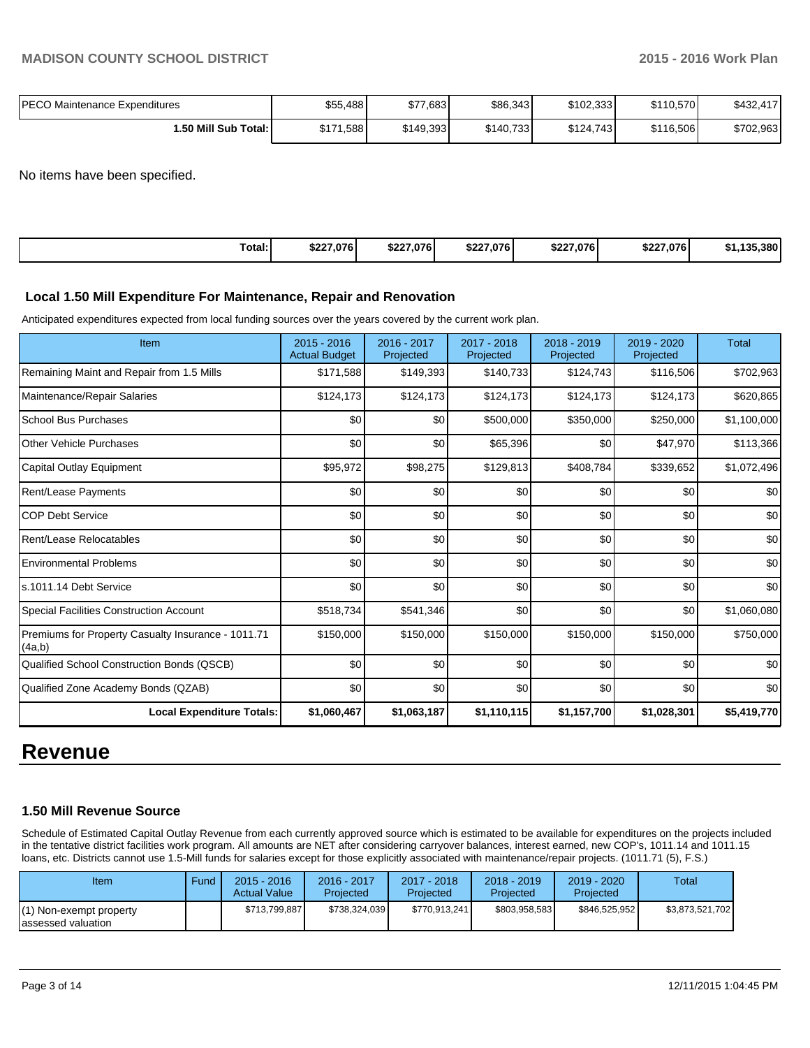| PECO Maintenance Expenditures | $55,488 | $77,683 | $86,343 | $102,333 | $110,570 | $432,417 |
|---|---|---|---|---|---|---|
| **1.50 Mill Sub Total:** | $171,588 | $149,393 | $140,733 | $124,743 | $116,506 | $702,963 |

No items have been specified.

| **Total:** | **$227,076** | **$227,076** | **$227,076** | **$227,076** | **$227,076** | **$1,135,380** |
|---|---|---|---|---|---|---|

### Local 1.50 Mill Expenditure For Maintenance, Repair and Renovation

Anticipated expenditures expected from local funding sources over the years covered by the current work plan.

| Item | 2015 - 2016 Actual Budget | 2016 - 2017 Projected | 2017 - 2018 Projected | 2018 - 2019 Projected | 2019 - 2020 Projected | Total |
|---|---|---|---|---|---|---|
| Remaining Maint and Repair from 1.5 Mills | $171,588 | $149,393 | $140,733 | $124,743 | $116,506 | $702,963 |
| Maintenance/Repair Salaries | $124,173 | $124,173 | $124,173 | $124,173 | $124,173 | $620,865 |
| School Bus Purchases | $0 | $0 | $500,000 | $350,000 | $250,000 | $1,100,000 |
| Other Vehicle Purchases | $0 | $0 | $65,396 | $0 | $47,970 | $113,366 |
| Capital Outlay Equipment | $95,972 | $98,275 | $129,813 | $408,784 | $339,652 | $1,072,496 |
| Rent/Lease Payments | $0 | $0 | $0 | $0 | $0 | $0 |
| COP Debt Service | $0 | $0 | $0 | $0 | $0 | $0 |
| Rent/Lease Relocatables | $0 | $0 | $0 | $0 | $0 | $0 |
| Environmental Problems | $0 | $0 | $0 | $0 | $0 | $0 |
| s.1011.14 Debt Service | $0 | $0 | $0 | $0 | $0 | $0 |
| Special Facilities Construction Account | $518,734 | $541,346 | $0 | $0 | $0 | $1,060,080 |
| Premiums for Property Casualty Insurance - 1011.71 (4a,b) | $150,000 | $150,000 | $150,000 | $150,000 | $150,000 | $750,000 |
| Qualified School Construction Bonds (QSCB) | $0 | $0 | $0 | $0 | $0 | $0 |
| Qualified Zone Academy Bonds (QZAB) | $0 | $0 | $0 | $0 | $0 | $0 |
| **Local Expenditure Totals:** | **$1,060,467** | **$1,063,187** | **$1,110,115** | **$1,157,700** | **$1,028,301** | **$5,419,770** |

# Revenue

### 1.50 Mill Revenue Source

Schedule of Estimated Capital Outlay Revenue from each currently approved source which is estimated to be available for expenditures on the projects included in the tentative district facilities work program. All amounts are NET after considering carryover balances, interest earned, new COP's, 1011.14 and 1011.15 loans, etc. Districts cannot use 1.5-Mill funds for salaries except for those explicitly associated with maintenance/repair projects. (1011.71 (5), F.S.)

| Item | Fund | 2015 - 2016 Actual Value | 2016 - 2017 Projected | 2017 - 2018 Projected | 2018 - 2019 Projected | 2019 - 2020 Projected | Total |
|---|---|---|---|---|---|---|---|
| (1) Non-exempt property assessed valuation | | $713,799,887 | $738,324,039 | $770,913,241 | $803,958,583 | $846,525,952 | $3,873,521,702 |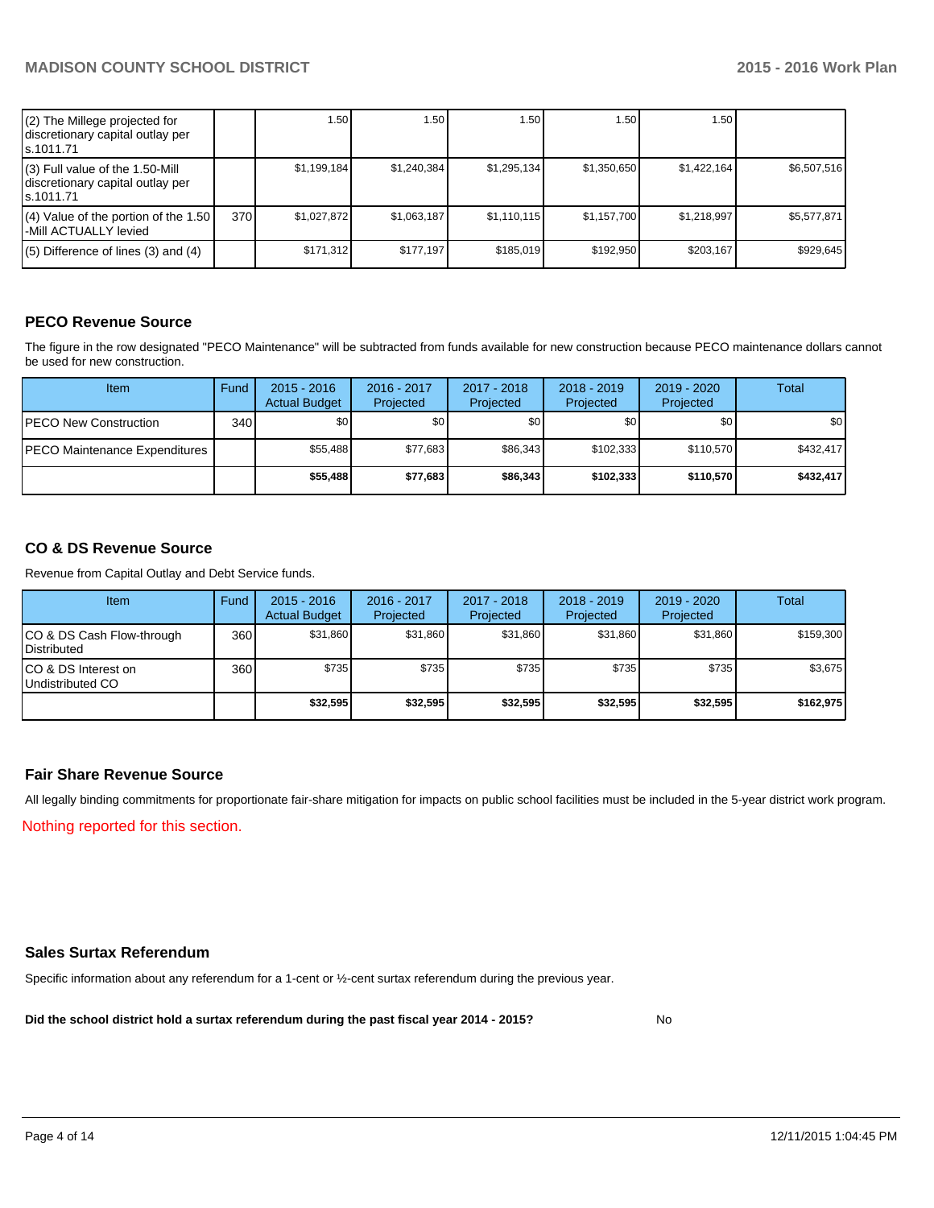| | | | | | | | |
|---|---|---|---|---|---|---|---|
| (2) The Millege projected for discretionary capital outlay per s.1011.71 | | 1.50 | 1.50 | 1.50 | 1.50 | 1.50 | |
| (3) Full value of the 1.50-Mill discretionary capital outlay per s.1011.71 | | $1,199,184 | $1,240,384 | $1,295,134 | $1,350,650 | $1,422,164 | $6,507,516 |
| (4) Value of the portion of the 1.50 -Mill ACTUALLY levied | 370 | $1,027,872 | $1,063,187 | $1,110,115 | $1,157,700 | $1,218,997 | $5,577,871 |
| (5) Difference of lines (3) and (4) | | $171,312 | $177,197 | $185,019 | $192,950 | $203,167 | $929,645 |

## PECO Revenue Source

The figure in the row designated "PECO Maintenance" will be subtracted from funds available for new construction because PECO maintenance dollars cannot be used for new construction.

| Item | Fund | 2015 - 2016 Actual Budget | 2016 - 2017 Projected | 2017 - 2018 Projected | 2018 - 2019 Projected | 2019 - 2020 Projected | Total |
|---|---|---|---|---|---|---|---|
| PECO New Construction | 340 | $0 | $0 | $0 | $0 | $0 | $0 |
| PECO Maintenance Expenditures | | $55,488 | $77,683 | $86,343 | $102,333 | $110,570 | $432,417 |
| | | **$55,488** | **$77,683** | **$86,343** | **$102,333** | **$110,570** | **$432,417** |

## CO & DS Revenue Source

Revenue from Capital Outlay and Debt Service funds.

| Item | Fund | 2015 - 2016 Actual Budget | 2016 - 2017 Projected | 2017 - 2018 Projected | 2018 - 2019 Projected | 2019 - 2020 Projected | Total |
|---|---|---|---|---|---|---|---|
| CO & DS Cash Flow-through Distributed | 360 | $31,860 | $31,860 | $31,860 | $31,860 | $31,860 | $159,300 |
| CO & DS Interest on Undistributed CO | 360 | $735 | $735 | $735 | $735 | $735 | $3,675 |
| | | **$32,595** | **$32,595** | **$32,595** | **$32,595** | **$32,595** | **$162,975** |

## Fair Share Revenue Source

All legally binding commitments for proportionate fair-share mitigation for impacts on public school facilities must be included in the 5-year district work program.

Nothing reported for this section.

## Sales Surtax Referendum

Specific information about any referendum for a 1-cent or ½-cent surtax referendum during the previous year.

**Did the school district hold a surtax referendum during the past fiscal year 2014 - 2015?** No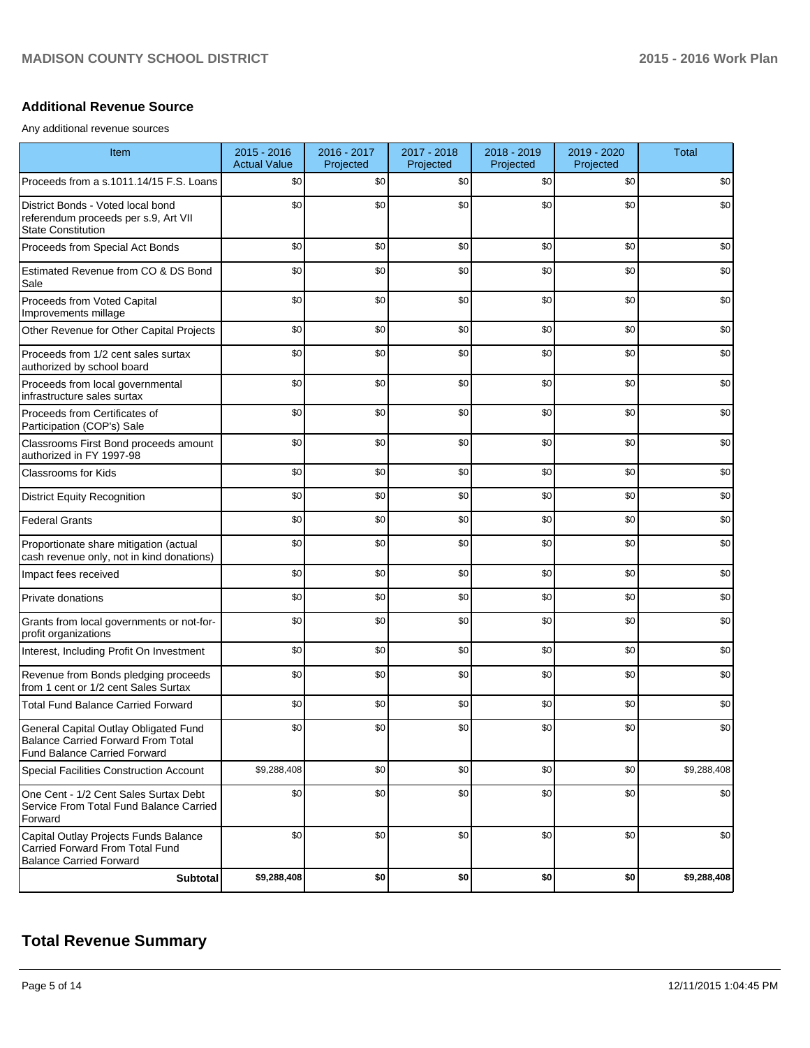### Additional Revenue Source

Any additional revenue sources

| Item | 2015 - 2016 Actual Value | 2016 - 2017 Projected | 2017 - 2018 Projected | 2018 - 2019 Projected | 2019 - 2020 Projected | Total |
|---|---|---|---|---|---|---|
| Proceeds from a s.1011.14/15 F.S. Loans | $0 | $0 | $0 | $0 | $0 | $0 |
| District Bonds - Voted local bond referendum proceeds per s.9, Art VII State Constitution | $0 | $0 | $0 | $0 | $0 | $0 |
| Proceeds from Special Act Bonds | $0 | $0 | $0 | $0 | $0 | $0 |
| Estimated Revenue from CO & DS Bond Sale | $0 | $0 | $0 | $0 | $0 | $0 |
| Proceeds from Voted Capital Improvements millage | $0 | $0 | $0 | $0 | $0 | $0 |
| Other Revenue for Other Capital Projects | $0 | $0 | $0 | $0 | $0 | $0 |
| Proceeds from 1/2 cent sales surtax authorized by school board | $0 | $0 | $0 | $0 | $0 | $0 |
| Proceeds from local governmental infrastructure sales surtax | $0 | $0 | $0 | $0 | $0 | $0 |
| Proceeds from Certificates of Participation (COP's) Sale | $0 | $0 | $0 | $0 | $0 | $0 |
| Classrooms First Bond proceeds amount authorized in FY 1997-98 | $0 | $0 | $0 | $0 | $0 | $0 |
| Classrooms for Kids | $0 | $0 | $0 | $0 | $0 | $0 |
| District Equity Recognition | $0 | $0 | $0 | $0 | $0 | $0 |
| Federal Grants | $0 | $0 | $0 | $0 | $0 | $0 |
| Proportionate share mitigation (actual cash revenue only, not in kind donations) | $0 | $0 | $0 | $0 | $0 | $0 |
| Impact fees received | $0 | $0 | $0 | $0 | $0 | $0 |
| Private donations | $0 | $0 | $0 | $0 | $0 | $0 |
| Grants from local governments or not-for-profit organizations | $0 | $0 | $0 | $0 | $0 | $0 |
| Interest, Including Profit On Investment | $0 | $0 | $0 | $0 | $0 | $0 |
| Revenue from Bonds pledging proceeds from 1 cent or 1/2 cent Sales Surtax | $0 | $0 | $0 | $0 | $0 | $0 |
| Total Fund Balance Carried Forward | $0 | $0 | $0 | $0 | $0 | $0 |
| General Capital Outlay Obligated Fund Balance Carried Forward From Total Fund Balance Carried Forward | $0 | $0 | $0 | $0 | $0 | $0 |
| Special Facilities Construction Account | $9,288,408 | $0 | $0 | $0 | $0 | $9,288,408 |
| One Cent - 1/2 Cent Sales Surtax Debt Service From Total Fund Balance Carried Forward | $0 | $0 | $0 | $0 | $0 | $0 |
| Capital Outlay Projects Funds Balance Carried Forward From Total Fund Balance Carried Forward | $0 | $0 | $0 | $0 | $0 | $0 |
| **Subtotal** | **$9,288,408** | **$0** | **$0** | **$0** | **$0** | **$9,288,408** |

## Total Revenue Summary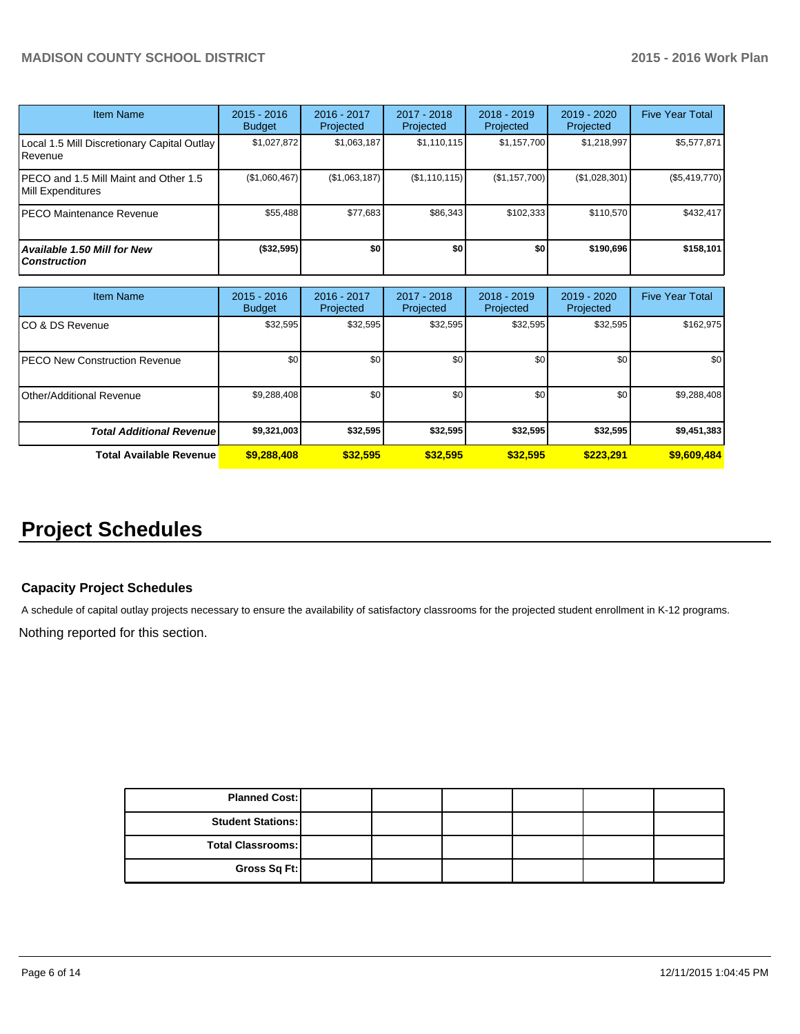| Item Name | 2015 - 2016 Budget | 2016 - 2017 Projected | 2017 - 2018 Projected | 2018 - 2019 Projected | 2019 - 2020 Projected | Five Year Total |
|---|---|---|---|---|---|---|
| Local 1.5 Mill Discretionary Capital Outlay Revenue | $1,027,872 | $1,063,187 | $1,110,115 | $1,157,700 | $1,218,997 | $5,577,871 |
| PECO and 1.5 Mill Maint and Other 1.5 Mill Expenditures | ($1,060,467) | ($1,063,187) | ($1,110,115) | ($1,157,700) | ($1,028,301) | ($5,419,770) |
| PECO Maintenance Revenue | $55,488 | $77,683 | $86,343 | $102,333 | $110,570 | $432,417 |
| ***Available 1.50 Mill for New Construction*** | **($32,595)** | **$0** | **$0** | **$0** | **$190,696** | **$158,101** |

| Item Name | 2015 - 2016 Budget | 2016 - 2017 Projected | 2017 - 2018 Projected | 2018 - 2019 Projected | 2019 - 2020 Projected | Five Year Total |
|---|---|---|---|---|---|---|
| CO & DS Revenue | $32,595 | $32,595 | $32,595 | $32,595 | $32,595 | $162,975 |
| PECO New Construction Revenue | $0 | $0 | $0 | $0 | $0 | $0 |
| Other/Additional Revenue | $9,288,408 | $0 | $0 | $0 | $0 | $9,288,408 |
| ***Total Additional Revenue*** | **$9,321,003** | **$32,595** | **$32,595** | **$32,595** | **$32,595** | **$9,451,383** |
| **Total Available Revenue** | **$9,288,408** | **$32,595** | **$32,595** | **$32,595** | **$223,291** | **$9,609,484** |

# Project Schedules

### Capacity Project Schedules

A schedule of capital outlay projects necessary to ensure the availability of satisfactory classrooms for the projected student enrollment in K-12 programs.

Nothing reported for this section.

| | | | | | | |
|---|---|---|---|---|---|---|
| **Planned Cost:** | | | | | | |
| **Student Stations:** | | | | | | |
| **Total Classrooms:** | | | | | | |
| **Gross Sq Ft:** | | | | | | |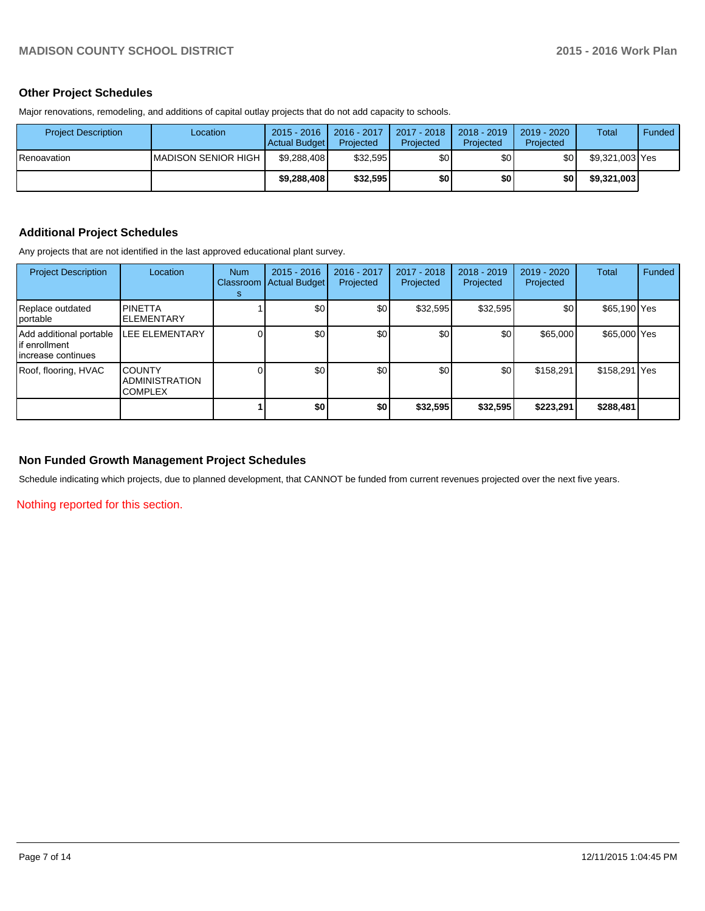### Other Project Schedules

Major renovations, remodeling, and additions of capital outlay projects that do not add capacity to schools.

| Project Description | Location | 2015 - 2016 Actual Budget | 2016 - 2017 Projected | 2017 - 2018 Projected | 2018 - 2019 Projected | 2019 - 2020 Projected | Total | Funded |
|---|---|---|---|---|---|---|---|---|
| Renoavation | MADISON SENIOR HIGH | $9,288,408 | $32,595 | $0 | $0 | $0 | $9,321,003 | Yes |
| | | **$9,288,408** | **$32,595** | **$0** | **$0** | **$0** | **$9,321,003** | |

### Additional Project Schedules

Any projects that are not identified in the last approved educational plant survey.

| Project Description | Location | Num Classrooms | 2015 - 2016 Actual Budget | 2016 - 2017 Projected | 2017 - 2018 Projected | 2018 - 2019 Projected | 2019 - 2020 Projected | Total | Funded |
|---|---|---|---|---|---|---|---|---|---|
| Replace outdated portable | PINETTA ELEMENTARY | 1 | $0 | $0 | $32,595 | $32,595 | $0 | $65,190 | Yes |
| Add additional portable if enrollment increase continues | LEE ELEMENTARY | 0 | $0 | $0 | $0 | $0 | $65,000 | $65,000 | Yes |
| Roof, flooring, HVAC | COUNTY ADMINISTRATION COMPLEX | 0 | $0 | $0 | $0 | $0 | $158,291 | $158,291 | Yes |
| | | **1** | **$0** | **$0** | **$32,595** | **$32,595** | **$223,291** | **$288,481** | |

### Non Funded Growth Management Project Schedules

Schedule indicating which projects, due to planned development, that CANNOT be funded from current revenues projected over the next five years.

Nothing reported for this section.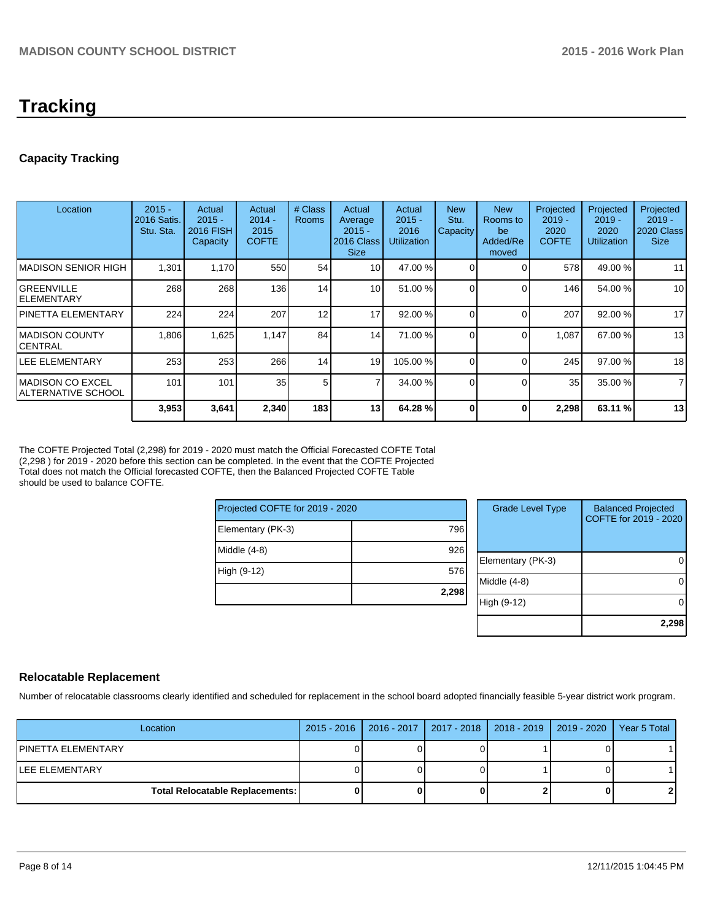# Tracking

## Capacity Tracking

| Location | 2015 - 2016 Satis. Stu. Sta. | Actual 2015 - 2016 FISH Capacity | Actual 2014 - 2015 COFTE | # Class Rooms | Actual Average 2015 - 2016 Class Size | Actual 2015 - 2016 Utilization | New Stu. Capacity | New Rooms to be Added/Removed | Projected 2019 - 2020 COFTE | Projected 2019 - 2020 Utilization | Projected 2019 - 2020 Class Size |
|---|---|---|---|---|---|---|---|---|---|---|---|
| MADISON SENIOR HIGH | 1,301 | 1,170 | 550 | 54 | 10 | 47.00 % | 0 | 0 | 578 | 49.00 % | 11 |
| GREENVILLE ELEMENTARY | 268 | 268 | 136 | 14 | 10 | 51.00 % | 0 | 0 | 146 | 54.00 % | 10 |
| PINETTA ELEMENTARY | 224 | 224 | 207 | 12 | 17 | 92.00 % | 0 | 0 | 207 | 92.00 % | 17 |
| MADISON COUNTY CENTRAL | 1,806 | 1,625 | 1,147 | 84 | 14 | 71.00 % | 0 | 0 | 1,087 | 67.00 % | 13 |
| LEE ELEMENTARY | 253 | 253 | 266 | 14 | 19 | 105.00 % | 0 | 0 | 245 | 97.00 % | 18 |
| MADISON CO EXCEL ALTERNATIVE SCHOOL | 101 | 101 | 35 | 5 | 7 | 34.00 % | 0 | 0 | 35 | 35.00 % | 7 |
| | **3,953** | **3,641** | **2,340** | **183** | **13** | **64.28 %** | **0** | **0** | **2,298** | **63.11 %** | **13** |

The COFTE Projected Total (2,298) for 2019 - 2020 must match the Official Forecasted COFTE Total (2,298 ) for 2019 - 2020 before this section can be completed. In the event that the COFTE Projected Total does not match the Official forecasted COFTE, then the Balanced Projected COFTE Table should be used to balance COFTE.

| Projected COFTE for 2019 - 2020 | |
|---|---|
| Elementary (PK-3) | 796 |
| Middle (4-8) | 926 |
| High (9-12) | 576 |
| | **2,298** |

| Grade Level Type | Balanced Projected COFTE for 2019 - 2020 |
|---|---|
| Elementary (PK-3) | 0 |
| Middle (4-8) | 0 |
| High (9-12) | 0 |
| | **2,298** |

## Relocatable Replacement

Number of relocatable classrooms clearly identified and scheduled for replacement in the school board adopted financially feasible 5-year district work program.

| Location | 2015 - 2016 | 2016 - 2017 | 2017 - 2018 | 2018 - 2019 | 2019 - 2020 | Year 5 Total |
|---|---|---|---|---|---|---|
| PINETTA ELEMENTARY | 0 | 0 | 0 | 1 | 0 | 1 |
| LEE ELEMENTARY | 0 | 0 | 0 | 1 | 0 | 1 |
| **Total Relocatable Replacements:** | **0** | **0** | **0** | **2** | **0** | **2** |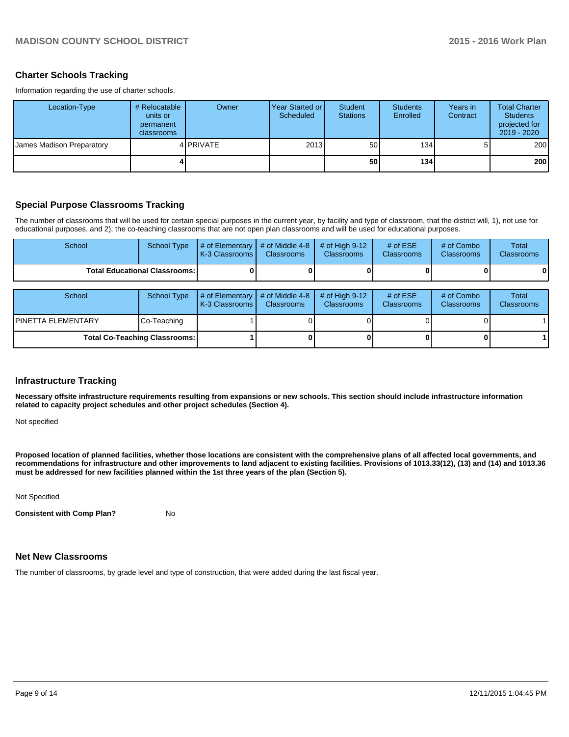## Charter Schools Tracking

Information regarding the use of charter schools.

| Location-Type | # Relocatable units or permanent classrooms | Owner | Year Started or Scheduled | Student Stations | Students Enrolled | Years in Contract | Total Charter Students projected for 2019 - 2020 |
|---|---|---|---|---|---|---|---|
| James Madison Preparatory | 4 | PRIVATE | 2013 | 50 | 134 | 5 | 200 |
| | **4** | | | **50** | **134** | | **200** |

## Special Purpose Classrooms Tracking

The number of classrooms that will be used for certain special purposes in the current year, by facility and type of classroom, that the district will, 1), not use for educational purposes, and 2), the co-teaching classrooms that are not open plan classrooms and will be used for educational purposes.

| School | School Type | # of Elementary K-3 Classrooms | # of Middle 4-8 Classrooms | # of High 9-12 Classrooms | # of ESE Classrooms | # of Combo Classrooms | Total Classrooms |
|---|---|---|---|---|---|---|---|
| **Total Educational Classrooms:** | | **0** | **0** | **0** | **0** | **0** | **0** |

| School | School Type | # of Elementary K-3 Classrooms | # of Middle 4-8 Classrooms | # of High 9-12 Classrooms | # of ESE Classrooms | # of Combo Classrooms | Total Classrooms |
|---|---|---|---|---|---|---|---|
| PINETTA ELEMENTARY | Co-Teaching | 1 | 0 | 0 | 0 | 0 | 1 |
| **Total Co-Teaching Classrooms:** | | **1** | **0** | **0** | **0** | **0** | **1** |

## Infrastructure Tracking

**Necessary offsite infrastructure requirements resulting from expansions or new schools. This section should include infrastructure information related to capacity project schedules and other project schedules (Section 4).**

Not specified

**Proposed location of planned facilities, whether those locations are consistent with the comprehensive plans of all affected local governments, and recommendations for infrastructure and other improvements to land adjacent to existing facilities. Provisions of 1013.33(12), (13) and (14) and 1013.36 must be addressed for new facilities planned within the 1st three years of the plan (Section 5).**

Not Specified

**Consistent with Comp Plan?** No

## Net New Classrooms

The number of classrooms, by grade level and type of construction, that were added during the last fiscal year.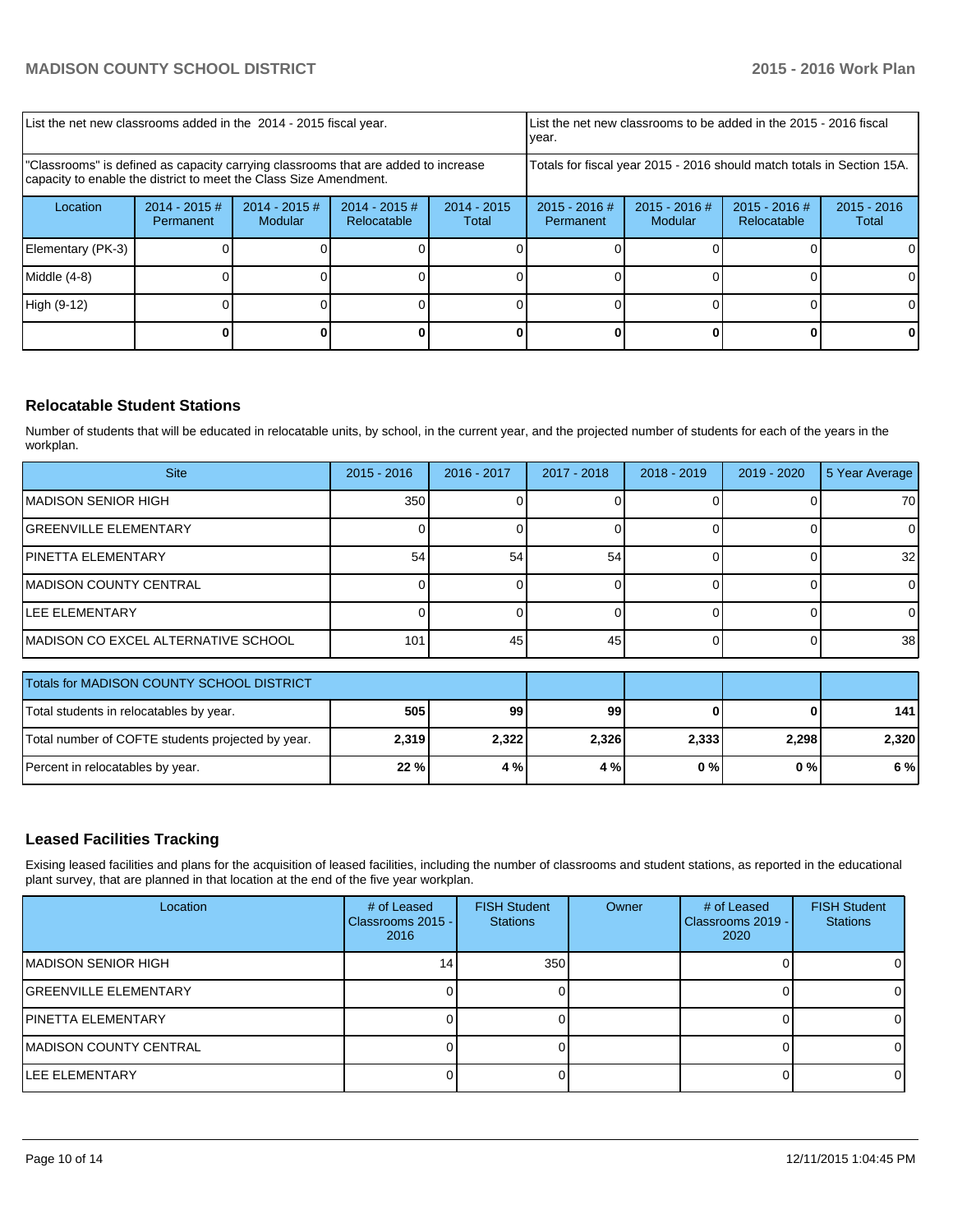| List the net new classrooms added in the 2014 - 2015 fiscal year. | | | | List the net new classrooms to be added in the 2015 - 2016 fiscal year. | | | |
|---|---|---|---|---|---|---|---|
| "Classrooms" is defined as capacity carrying classrooms that are added to increase capacity to enable the district to meet the Class Size Amendment. | | | | Totals for fiscal year 2015 - 2016 should match totals in Section 15A. | | | |
| Location | 2014 - 2015 # Permanent | 2014 - 2015 # Modular | 2014 - 2015 # Relocatable | 2014 - 2015 Total | 2015 - 2016 # Permanent | 2015 - 2016 # Modular | 2015 - 2016 # Relocatable | 2015 - 2016 Total |
| Elementary (PK-3) | 0 | 0 | 0 | 0 | 0 | 0 | 0 | 0 |
| Middle (4-8) | 0 | 0 | 0 | 0 | 0 | 0 | 0 | 0 |
| High (9-12) | 0 | 0 | 0 | 0 | 0 | 0 | 0 | 0 |
| | **0** | **0** | **0** | **0** | **0** | **0** | **0** | **0** |

## Relocatable Student Stations

Number of students that will be educated in relocatable units, by school, in the current year, and the projected number of students for each of the years in the workplan.

| Site | 2015 - 2016 | 2016 - 2017 | 2017 - 2018 | 2018 - 2019 | 2019 - 2020 | 5 Year Average |
|---|---|---|---|---|---|---|
| MADISON SENIOR HIGH | 350 | 0 | 0 | 0 | 0 | 70 |
| GREENVILLE ELEMENTARY | 0 | 0 | 0 | 0 | 0 | 0 |
| PINETTA ELEMENTARY | 54 | 54 | 54 | 0 | 0 | 32 |
| MADISON COUNTY CENTRAL | 0 | 0 | 0 | 0 | 0 | 0 |
| LEE ELEMENTARY | 0 | 0 | 0 | 0 | 0 | 0 |
| MADISON CO EXCEL ALTERNATIVE SCHOOL | 101 | 45 | 45 | 0 | 0 | 38 |

| Totals for MADISON COUNTY SCHOOL DISTRICT | | | | | | |
|---|---|---|---|---|---|---|
| Total students in relocatables by year. | **505** | **99** | **99** | **0** | **0** | **141** |
| Total number of COFTE students projected by year. | **2,319** | **2,322** | **2,326** | **2,333** | **2,298** | **2,320** |
| Percent in relocatables by year. | **22 %** | **4 %** | **4 %** | **0 %** | **0 %** | **6 %** |

## Leased Facilities Tracking

Exising leased facilities and plans for the acquisition of leased facilities, including the number of classrooms and student stations, as reported in the educational plant survey, that are planned in that location at the end of the five year workplan.

| Location | # of Leased Classrooms 2015 - 2016 | FISH Student Stations | Owner | # of Leased Classrooms 2019 - 2020 | FISH Student Stations |
|---|---|---|---|---|---|
| MADISON SENIOR HIGH | 14 | 350 | | 0 | 0 |
| GREENVILLE ELEMENTARY | 0 | 0 | | 0 | 0 |
| PINETTA ELEMENTARY | 0 | 0 | | 0 | 0 |
| MADISON COUNTY CENTRAL | 0 | 0 | | 0 | 0 |
| LEE ELEMENTARY | 0 | 0 | | 0 | 0 |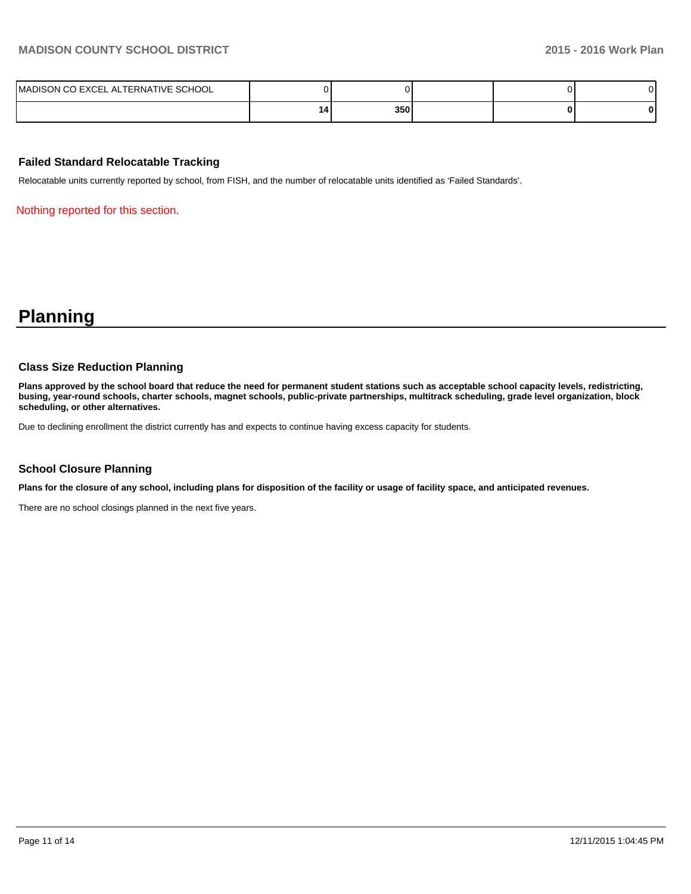| | | | | | |
|---|---|---|---|---|---|
| MADISON CO EXCEL ALTERNATIVE SCHOOL | 0 | 0 | | 0 | 0 |
| | **14** | **350** | | **0** | **0** |

### Failed Standard Relocatable Tracking

Relocatable units currently reported by school, from FISH, and the number of relocatable units identified as 'Failed Standards'.

Nothing reported for this section.

# Planning

### Class Size Reduction Planning

**Plans approved by the school board that reduce the need for permanent student stations such as acceptable school capacity levels, redistricting, busing, year-round schools, charter schools, magnet schools, public-private partnerships, multitrack scheduling, grade level organization, block scheduling, or other alternatives.**

Due to declining enrollment the district currently has and expects to continue having excess capacity for students.

### School Closure Planning

**Plans for the closure of any school, including plans for disposition of the facility or usage of facility space, and anticipated revenues.**

There are no school closings planned in the next five years.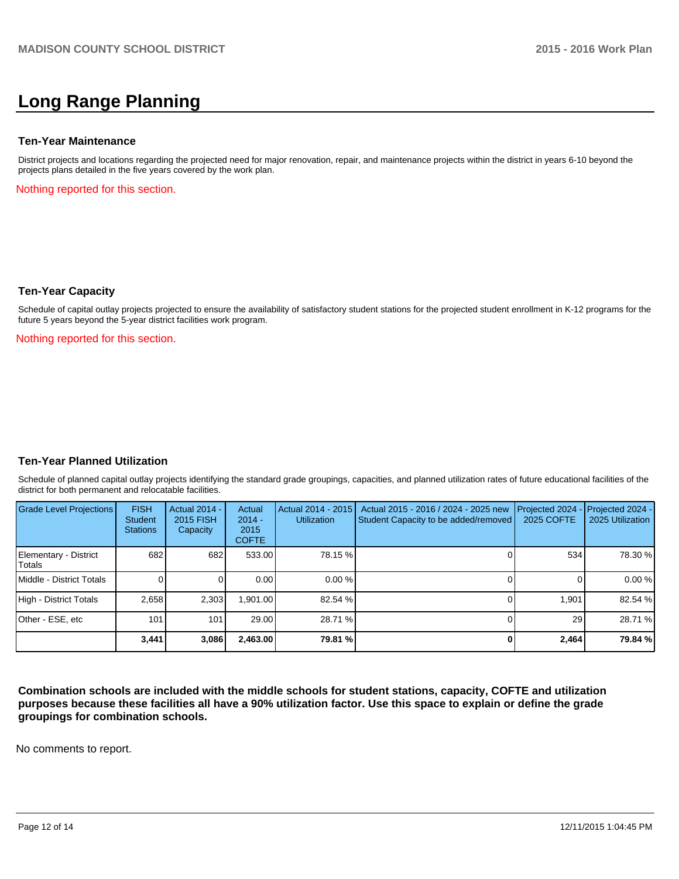# Long Range Planning

### Ten-Year Maintenance

District projects and locations regarding the projected need for major renovation, repair, and maintenance projects within the district in years 6-10 beyond the projects plans detailed in the five years covered by the work plan.

Nothing reported for this section.

### Ten-Year Capacity

Schedule of capital outlay projects projected to ensure the availability of satisfactory student stations for the projected student enrollment in K-12 programs for the future 5 years beyond the 5-year district facilities work program.

Nothing reported for this section.

### Ten-Year Planned Utilization

Schedule of planned capital outlay projects identifying the standard grade groupings, capacities, and planned utilization rates of future educational facilities of the district for both permanent and relocatable facilities.

| Grade Level Projections | FISH Student Stations | Actual 2014 - 2015 FISH Capacity | Actual 2014 - 2015 COFTE | Actual 2014 - 2015 Utilization | Actual 2015 - 2016 / 2024 - 2025 new Student Capacity to be added/removed | Projected 2024 - 2025 COFTE | Projected 2024 - 2025 Utilization |
|---|---|---|---|---|---|---|---|
| Elementary - District Totals | 682 | 682 | 533.00 | 78.15 % | 0 | 534 | 78.30 % |
| Middle - District Totals | 0 | 0 | 0.00 | 0.00 % | 0 | 0 | 0.00 % |
| High - District Totals | 2,658 | 2,303 | 1,901.00 | 82.54 % | 0 | 1,901 | 82.54 % |
| Other - ESE, etc | 101 | 101 | 29.00 | 28.71 % | 0 | 29 | 28.71 % |
| | **3,441** | **3,086** | **2,463.00** | **79.81 %** | **0** | **2,464** | **79.84 %** |

**Combination schools are included with the middle schools for student stations, capacity, COFTE and utilization purposes because these facilities all have a 90% utilization factor. Use this space to explain or define the grade groupings for combination schools.**

No comments to report.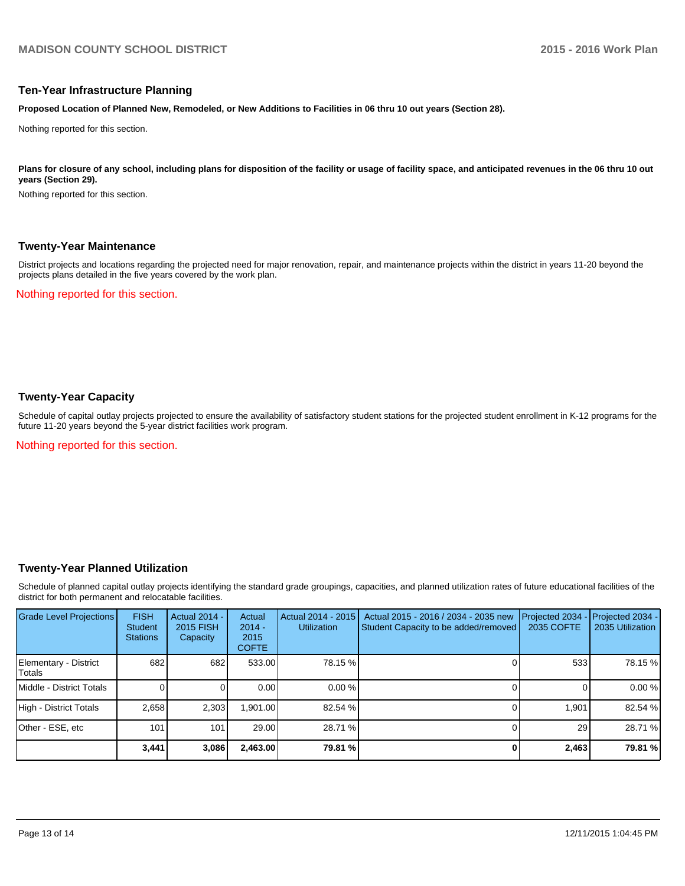## Ten-Year Infrastructure Planning

**Proposed Location of Planned New, Remodeled, or New Additions to Facilities in 06 thru 10 out years (Section 28).**

Nothing reported for this section.

**Plans for closure of any school, including plans for disposition of the facility or usage of facility space, and anticipated revenues in the 06 thru 10 out years (Section 29).**

Nothing reported for this section.

## Twenty-Year Maintenance

District projects and locations regarding the projected need for major renovation, repair, and maintenance projects within the district in years 11-20 beyond the projects plans detailed in the five years covered by the work plan.

Nothing reported for this section.

## Twenty-Year Capacity

Schedule of capital outlay projects projected to ensure the availability of satisfactory student stations for the projected student enrollment in K-12 programs for the future 11-20 years beyond the 5-year district facilities work program.

Nothing reported for this section.

## Twenty-Year Planned Utilization

Schedule of planned capital outlay projects identifying the standard grade groupings, capacities, and planned utilization rates of future educational facilities of the district for both permanent and relocatable facilities.

| Grade Level Projections | FISH Student Stations | Actual 2014 - 2015 FISH Capacity | Actual 2014 - 2015 COFTE | Actual 2014 - 2015 Utilization | Actual 2015 - 2016 / 2034 - 2035 new Student Capacity to be added/removed | Projected 2034 - 2035 COFTE | Projected 2034 - 2035 Utilization |
|---|---|---|---|---|---|---|---|
| Elementary - District Totals | 682 | 682 | 533.00 | 78.15 % | 0 | 533 | 78.15 % |
| Middle - District Totals | 0 | 0 | 0.00 | 0.00 % | 0 | 0 | 0.00 % |
| High - District Totals | 2,658 | 2,303 | 1,901.00 | 82.54 % | 0 | 1,901 | 82.54 % |
| Other - ESE, etc | 101 | 101 | 29.00 | 28.71 % | 0 | 29 | 28.71 % |
| | **3,441** | **3,086** | **2,463.00** | **79.81 %** | **0** | **2,463** | **79.81 %** |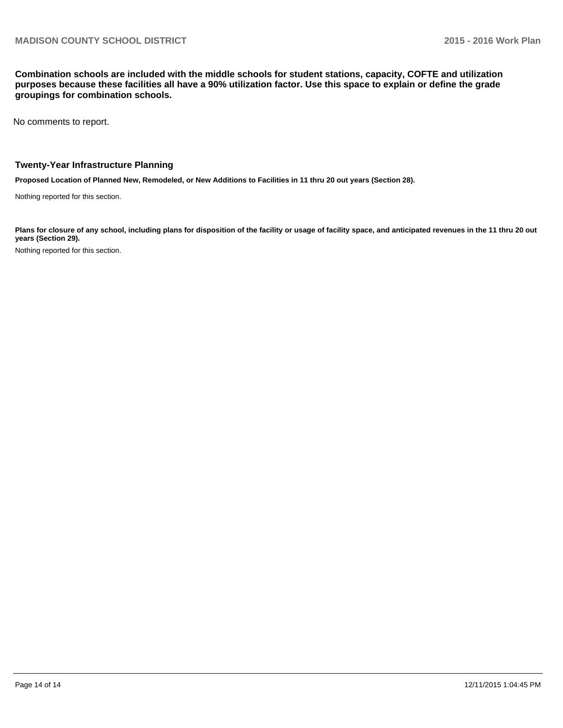**Combination schools are included with the middle schools for student stations, capacity, COFTE and utilization purposes because these facilities all have a 90% utilization factor. Use this space to explain or define the grade groupings for combination schools.**

No comments to report.

## Twenty-Year Infrastructure Planning

**Proposed Location of Planned New, Remodeled, or New Additions to Facilities in 11 thru 20 out years (Section 28).**

Nothing reported for this section.

**Plans for closure of any school, including plans for disposition of the facility or usage of facility space, and anticipated revenues in the 11 thru 20 out years (Section 29).**

Nothing reported for this section.